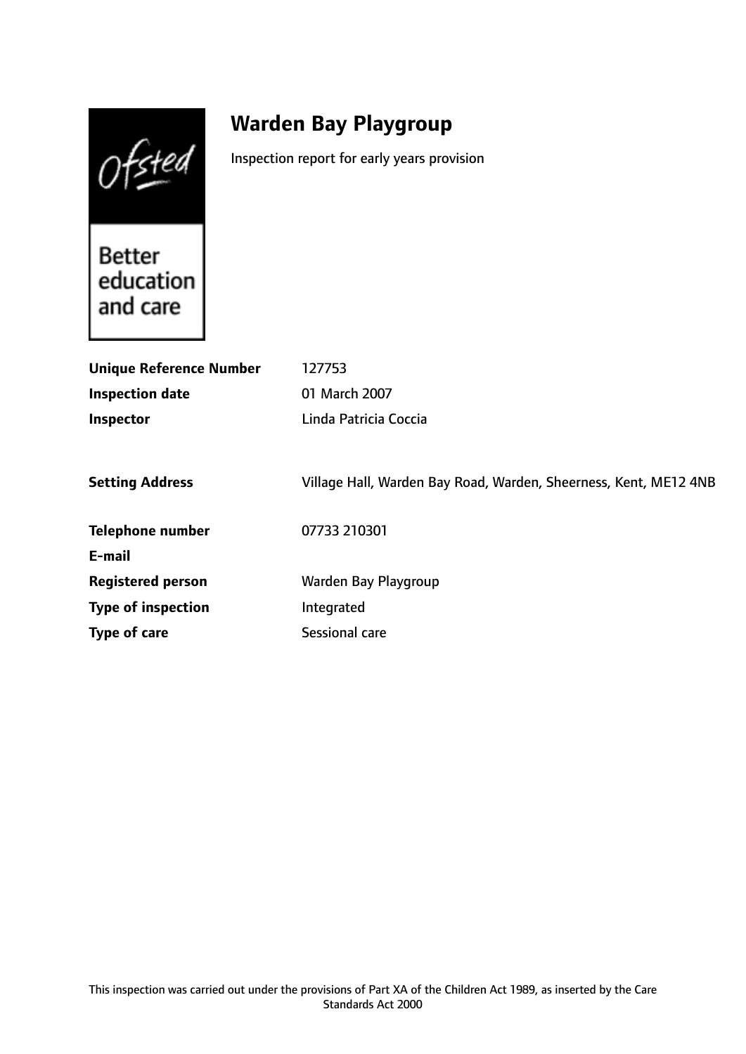# Warden Bay Playgroup

Inspection report for early years provision

| | |
|---|---|
| **Unique Reference Number** | 127753 |
| **Inspection date** | 01 March 2007 |
| **Inspector** | Linda Patricia Coccia |
| | |
| **Setting Address** | Village Hall, Warden Bay Road, Warden, Sheerness, Kent, ME12 4NB |
| | |
| **Telephone number** | 07733 210301 |
| **E-mail** | |
| **Registered person** | Warden Bay Playgroup |
| **Type of inspection** | Integrated |
| **Type of care** | Sessional care |

This inspection was carried out under the provisions of Part XA of the Children Act 1989, as inserted by the Care Standards Act 2000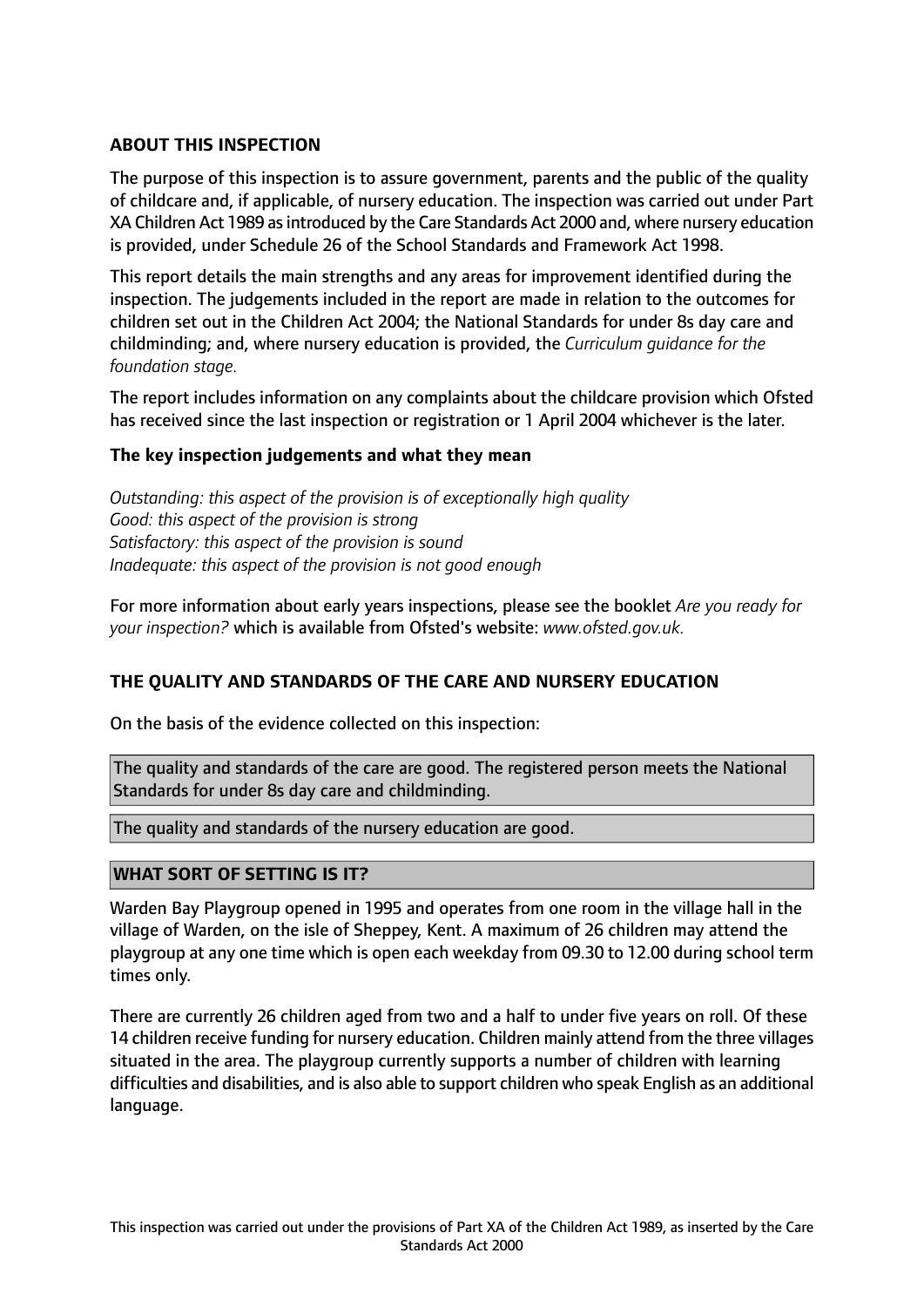## ABOUT THIS INSPECTION

The purpose of this inspection is to assure government, parents and the public of the quality of childcare and, if applicable, of nursery education. The inspection was carried out under Part XA Children Act 1989 as introduced by the Care Standards Act 2000 and, where nursery education is provided, under Schedule 26 of the School Standards and Framework Act 1998.

This report details the main strengths and any areas for improvement identified during the inspection. The judgements included in the report are made in relation to the outcomes for children set out in the Children Act 2004; the National Standards for under 8s day care and childminding; and, where nursery education is provided, the *Curriculum guidance for the foundation stage.*

The report includes information on any complaints about the childcare provision which Ofsted has received since the last inspection or registration or 1 April 2004 whichever is the later.

### The key inspection judgements and what they mean

*Outstanding: this aspect of the provision is of exceptionally high quality*
*Good: this aspect of the provision is strong*
*Satisfactory: this aspect of the provision is sound*
*Inadequate: this aspect of the provision is not good enough*

For more information about early years inspections, please see the booklet *Are you ready for your inspection?* which is available from Ofsted's website: *www.ofsted.gov.uk.*

## THE QUALITY AND STANDARDS OF THE CARE AND NURSERY EDUCATION

On the basis of the evidence collected on this inspection:

The quality and standards of the care are good. The registered person meets the National Standards for under 8s day care and childminding.

The quality and standards of the nursery education are good.

## WHAT SORT OF SETTING IS IT?

Warden Bay Playgroup opened in 1995 and operates from one room in the village hall in the village of Warden, on the isle of Sheppey, Kent. A maximum of 26 children may attend the playgroup at any one time which is open each weekday from 09.30 to 12.00 during school term times only.

There are currently 26 children aged from two and a half to under five years on roll. Of these 14 children receive funding for nursery education. Children mainly attend from the three villages situated in the area. The playgroup currently supports a number of children with learning difficulties and disabilities, and is also able to support children who speak English as an additional language.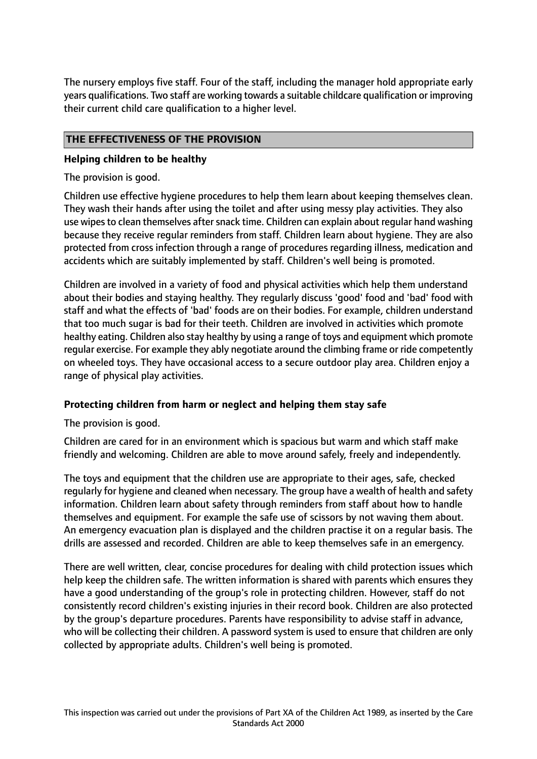The nursery employs five staff. Four of the staff, including the manager hold appropriate early years qualifications. Two staff are working towards a suitable childcare qualification or improving their current child care qualification to a higher level.

## THE EFFECTIVENESS OF THE PROVISION

### Helping children to be healthy

The provision is good.

Children use effective hygiene procedures to help them learn about keeping themselves clean. They wash their hands after using the toilet and after using messy play activities. They also use wipes to clean themselves after snack time. Children can explain about regular hand washing because they receive regular reminders from staff. Children learn about hygiene. They are also protected from cross infection through a range of procedures regarding illness, medication and accidents which are suitably implemented by staff. Children's well being is promoted.

Children are involved in a variety of food and physical activities which help them understand about their bodies and staying healthy. They regularly discuss 'good' food and 'bad' food with staff and what the effects of 'bad' foods are on their bodies. For example, children understand that too much sugar is bad for their teeth. Children are involved in activities which promote healthy eating. Children also stay healthy by using a range of toys and equipment which promote regular exercise. For example they ably negotiate around the climbing frame or ride competently on wheeled toys. They have occasional access to a secure outdoor play area. Children enjoy a range of physical play activities.

### Protecting children from harm or neglect and helping them stay safe

The provision is good.

Children are cared for in an environment which is spacious but warm and which staff make friendly and welcoming. Children are able to move around safely, freely and independently.

The toys and equipment that the children use are appropriate to their ages, safe, checked regularly for hygiene and cleaned when necessary. The group have a wealth of health and safety information. Children learn about safety through reminders from staff about how to handle themselves and equipment. For example the safe use of scissors by not waving them about. An emergency evacuation plan is displayed and the children practise it on a regular basis. The drills are assessed and recorded. Children are able to keep themselves safe in an emergency.

There are well written, clear, concise procedures for dealing with child protection issues which help keep the children safe. The written information is shared with parents which ensures they have a good understanding of the group's role in protecting children. However, staff do not consistently record children's existing injuries in their record book. Children are also protected by the group's departure procedures. Parents have responsibility to advise staff in advance, who will be collecting their children. A password system is used to ensure that children are only collected by appropriate adults. Children's well being is promoted.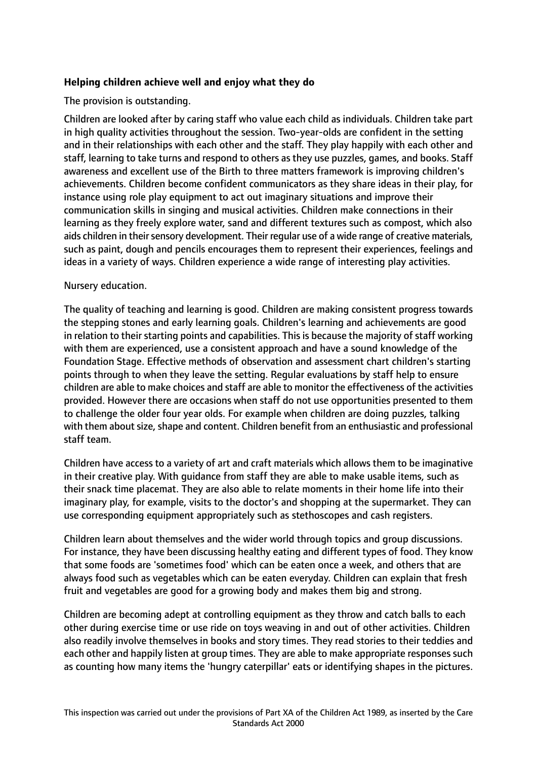**Helping children achieve well and enjoy what they do**

The provision is outstanding.

Children are looked after by caring staff who value each child as individuals. Children take part in high quality activities throughout the session. Two-year-olds are confident in the setting and in their relationships with each other and the staff. They play happily with each other and staff, learning to take turns and respond to others as they use puzzles, games, and books. Staff awareness and excellent use of the Birth to three matters framework is improving children's achievements. Children become confident communicators as they share ideas in their play, for instance using role play equipment to act out imaginary situations and improve their communication skills in singing and musical activities. Children make connections in their learning as they freely explore water, sand and different textures such as compost, which also aids children in their sensory development. Their regular use of a wide range of creative materials, such as paint, dough and pencils encourages them to represent their experiences, feelings and ideas in a variety of ways. Children experience a wide range of interesting play activities.

Nursery education.

The quality of teaching and learning is good. Children are making consistent progress towards the stepping stones and early learning goals. Children's learning and achievements are good in relation to their starting points and capabilities. This is because the majority of staff working with them are experienced, use a consistent approach and have a sound knowledge of the Foundation Stage. Effective methods of observation and assessment chart children's starting points through to when they leave the setting. Regular evaluations by staff help to ensure children are able to make choices and staff are able to monitor the effectiveness of the activities provided. However there are occasions when staff do not use opportunities presented to them to challenge the older four year olds. For example when children are doing puzzles, talking with them about size, shape and content. Children benefit from an enthusiastic and professional staff team.

Children have access to a variety of art and craft materials which allows them to be imaginative in their creative play. With guidance from staff they are able to make usable items, such as their snack time placemat. They are also able to relate moments in their home life into their imaginary play, for example, visits to the doctor's and shopping at the supermarket. They can use corresponding equipment appropriately such as stethoscopes and cash registers.

Children learn about themselves and the wider world through topics and group discussions. For instance, they have been discussing healthy eating and different types of food. They know that some foods are 'sometimes food' which can be eaten once a week, and others that are always food such as vegetables which can be eaten everyday. Children can explain that fresh fruit and vegetables are good for a growing body and makes them big and strong.

Children are becoming adept at controlling equipment as they throw and catch balls to each other during exercise time or use ride on toys weaving in and out of other activities. Children also readily involve themselves in books and story times. They read stories to their teddies and each other and happily listen at group times. They are able to make appropriate responses such as counting how many items the 'hungry caterpillar' eats or identifying shapes in the pictures.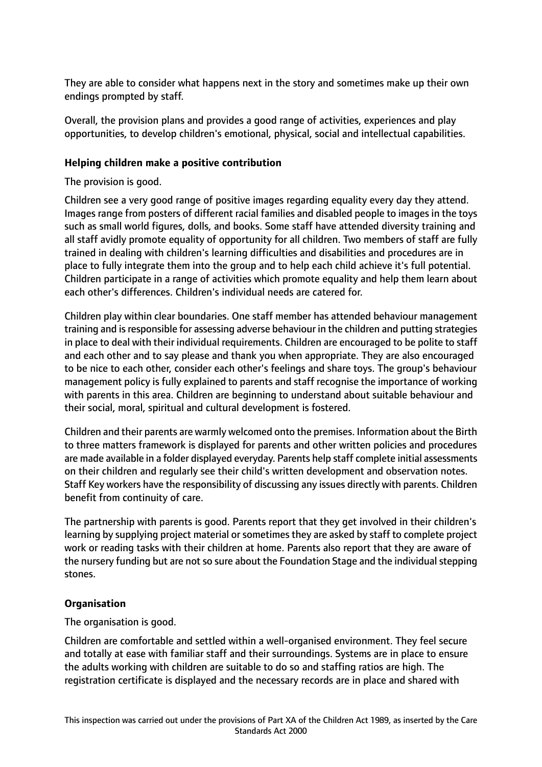They are able to consider what happens next in the story and sometimes make up their own endings prompted by staff.

Overall, the provision plans and provides a good range of activities, experiences and play opportunities, to develop children's emotional, physical, social and intellectual capabilities.

### Helping children make a positive contribution

The provision is good.

Children see a very good range of positive images regarding equality every day they attend. Images range from posters of different racial families and disabled people to images in the toys such as small world figures, dolls, and books. Some staff have attended diversity training and all staff avidly promote equality of opportunity for all children. Two members of staff are fully trained in dealing with children's learning difficulties and disabilities and procedures are in place to fully integrate them into the group and to help each child achieve it's full potential. Children participate in a range of activities which promote equality and help them learn about each other's differences. Children's individual needs are catered for.

Children play within clear boundaries. One staff member has attended behaviour management training and is responsible for assessing adverse behaviour in the children and putting strategies in place to deal with their individual requirements. Children are encouraged to be polite to staff and each other and to say please and thank you when appropriate. They are also encouraged to be nice to each other, consider each other's feelings and share toys. The group's behaviour management policy is fully explained to parents and staff recognise the importance of working with parents in this area. Children are beginning to understand about suitable behaviour and their social, moral, spiritual and cultural development is fostered.

Children and their parents are warmly welcomed onto the premises. Information about the Birth to three matters framework is displayed for parents and other written policies and procedures are made available in a folder displayed everyday. Parents help staff complete initial assessments on their children and regularly see their child's written development and observation notes. Staff Key workers have the responsibility of discussing any issues directly with parents. Children benefit from continuity of care.

The partnership with parents is good. Parents report that they get involved in their children's learning by supplying project material or sometimes they are asked by staff to complete project work or reading tasks with their children at home. Parents also report that they are aware of the nursery funding but are not so sure about the Foundation Stage and the individual stepping stones.

### Organisation

The organisation is good.

Children are comfortable and settled within a well-organised environment. They feel secure and totally at ease with familiar staff and their surroundings. Systems are in place to ensure the adults working with children are suitable to do so and staffing ratios are high. The registration certificate is displayed and the necessary records are in place and shared with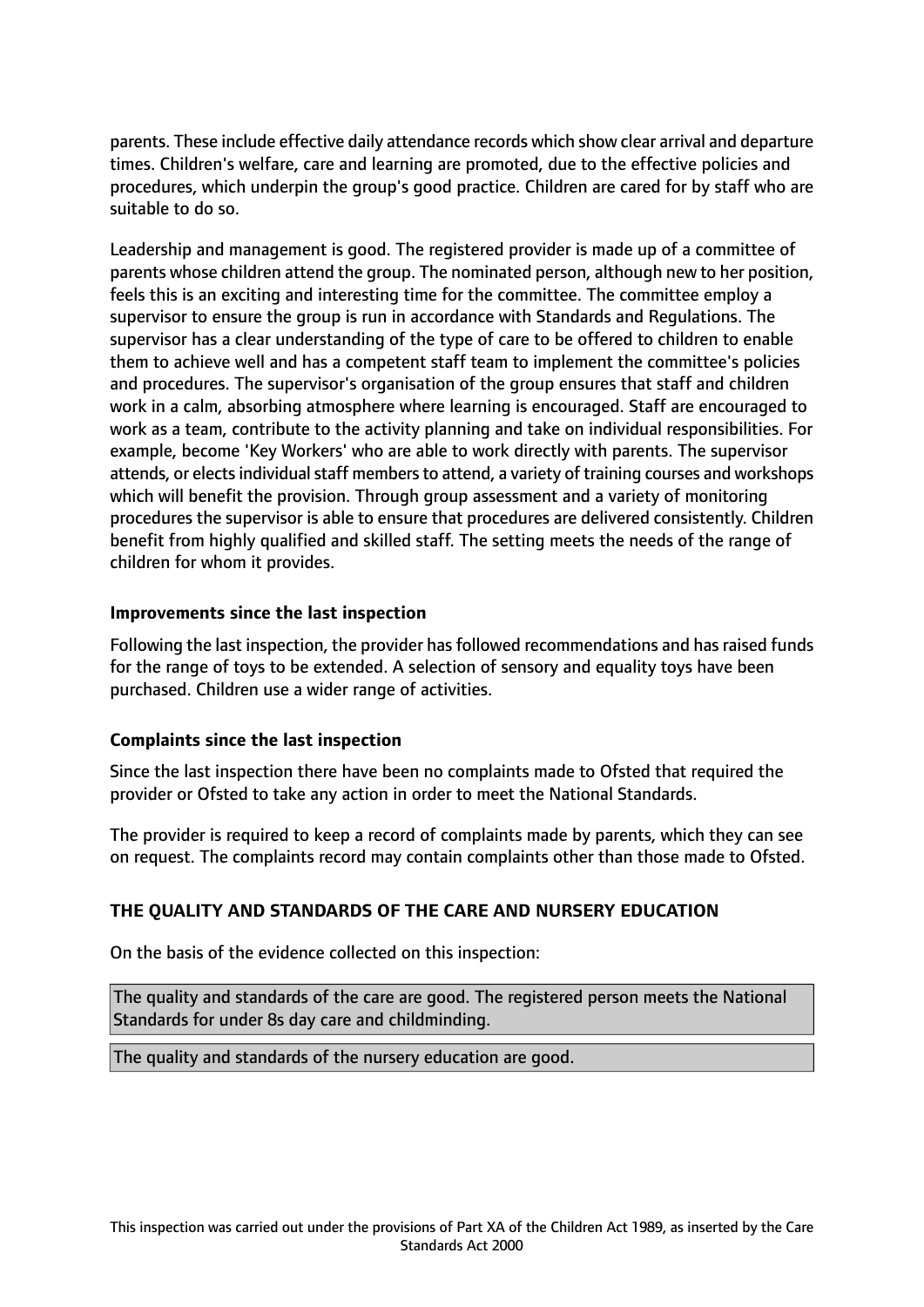parents. These include effective daily attendance records which show clear arrival and departure times. Children's welfare, care and learning are promoted, due to the effective policies and procedures, which underpin the group's good practice. Children are cared for by staff who are suitable to do so.

Leadership and management is good. The registered provider is made up of a committee of parents whose children attend the group. The nominated person, although new to her position, feels this is an exciting and interesting time for the committee. The committee employ a supervisor to ensure the group is run in accordance with Standards and Regulations. The supervisor has a clear understanding of the type of care to be offered to children to enable them to achieve well and has a competent staff team to implement the committee's policies and procedures. The supervisor's organisation of the group ensures that staff and children work in a calm, absorbing atmosphere where learning is encouraged. Staff are encouraged to work as a team, contribute to the activity planning and take on individual responsibilities. For example, become 'Key Workers' who are able to work directly with parents. The supervisor attends, or elects individual staff members to attend, a variety of training courses and workshops which will benefit the provision. Through group assessment and a variety of monitoring procedures the supervisor is able to ensure that procedures are delivered consistently. Children benefit from highly qualified and skilled staff. The setting meets the needs of the range of children for whom it provides.

### Improvements since the last inspection

Following the last inspection, the provider has followed recommendations and has raised funds for the range of toys to be extended. A selection of sensory and equality toys have been purchased. Children use a wider range of activities.

### Complaints since the last inspection

Since the last inspection there have been no complaints made to Ofsted that required the provider or Ofsted to take any action in order to meet the National Standards.

The provider is required to keep a record of complaints made by parents, which they can see on request. The complaints record may contain complaints other than those made to Ofsted.

## THE QUALITY AND STANDARDS OF THE CARE AND NURSERY EDUCATION

On the basis of the evidence collected on this inspection:

The quality and standards of the care are good. The registered person meets the National Standards for under 8s day care and childminding.

The quality and standards of the nursery education are good.

This inspection was carried out under the provisions of Part XA of the Children Act 1989, as inserted by the Care Standards Act 2000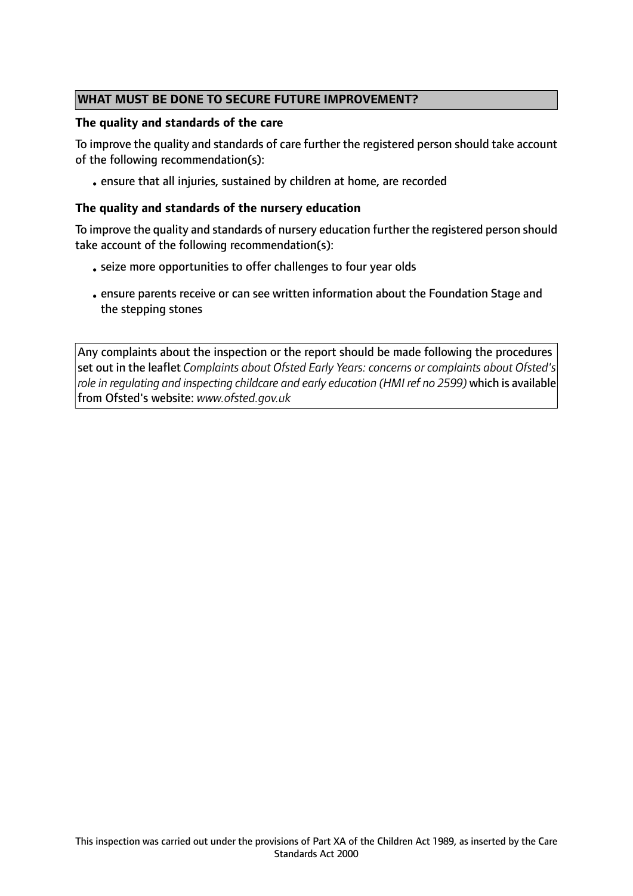## WHAT MUST BE DONE TO SECURE FUTURE IMPROVEMENT?

### The quality and standards of the care

To improve the quality and standards of care further the registered person should take account of the following recommendation(s):

- ensure that all injuries, sustained by children at home, are recorded

### The quality and standards of the nursery education

To improve the quality and standards of nursery education further the registered person should take account of the following recommendation(s):

- seize more opportunities to offer challenges to four year olds
- ensure parents receive or can see written information about the Foundation Stage and the stepping stones

Any complaints about the inspection or the report should be made following the procedures set out in the leaflet *Complaints about Ofsted Early Years: concerns or complaints about Ofsted's role in regulating and inspecting childcare and early education (HMI ref no 2599)* which is available from Ofsted's website: *www.ofsted.gov.uk*

This inspection was carried out under the provisions of Part XA of the Children Act 1989, as inserted by the Care Standards Act 2000